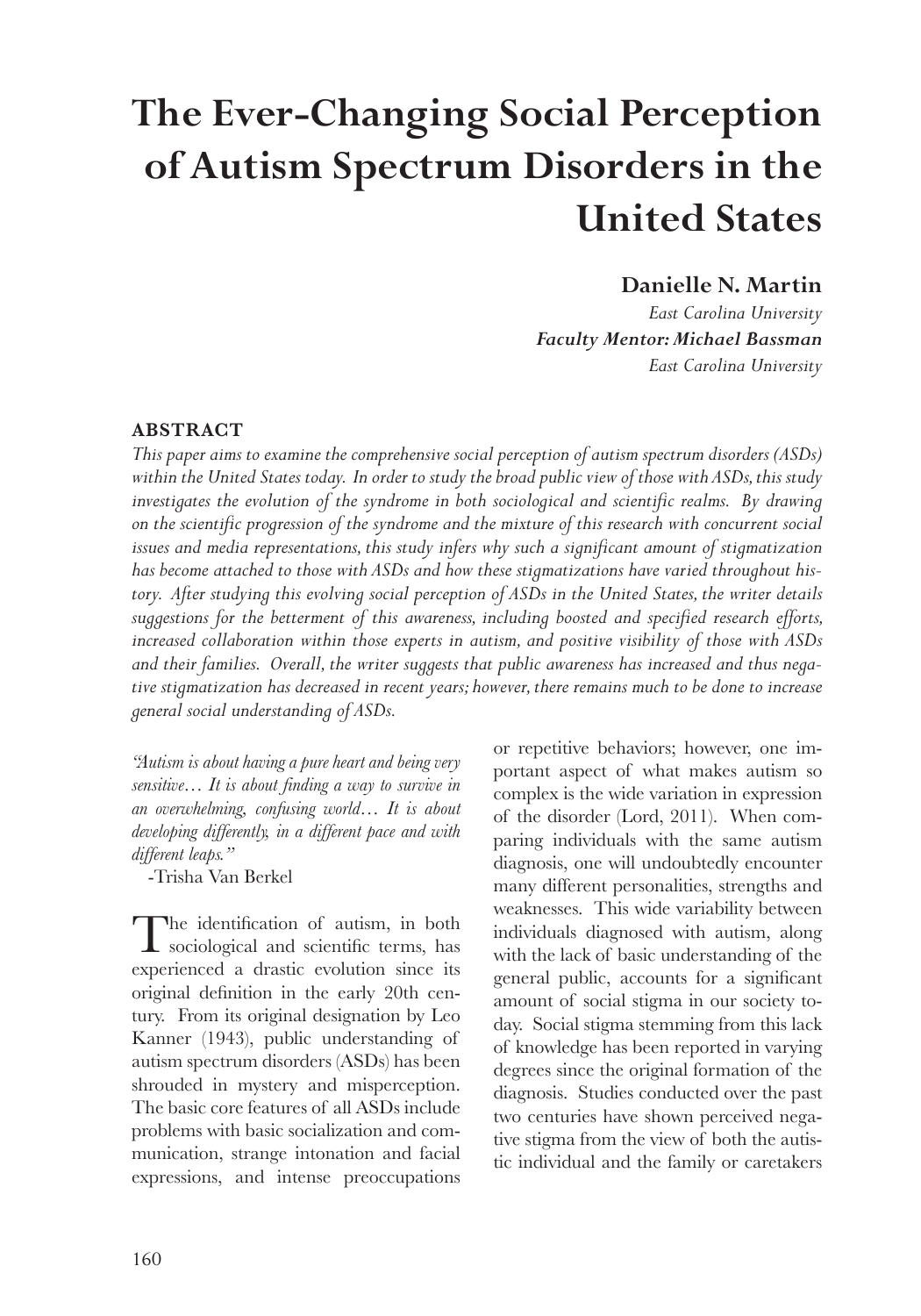# The Ever-Changing Social Perception of Autism Spectrum Disorders in the United States

**Danielle N. Martin**

*East Carolina University*

***Faculty Mentor: Michael Bassman***

*East Carolina University*

## ABSTRACT

*This paper aims to examine the comprehensive social perception of autism spectrum disorders (ASDs) within the United States today. In order to study the broad public view of those with ASDs, this study investigates the evolution of the syndrome in both sociological and scientific realms. By drawing on the scientific progression of the syndrome and the mixture of this research with concurrent social issues and media representations, this study infers why such a significant amount of stigmatization has become attached to those with ASDs and how these stigmatizations have varied throughout history. After studying this evolving social perception of ASDs in the United States, the writer details suggestions for the betterment of this awareness, including boosted and specified research efforts, increased collaboration within those experts in autism, and positive visibility of those with ASDs and their families. Overall, the writer suggests that public awareness has increased and thus negative stigmatization has decreased in recent years; however, there remains much to be done to increase general social understanding of ASDs.*

*"Autism is about having a pure heart and being very sensitive… It is about finding a way to survive in an overwhelming, confusing world… It is about developing differently, in a different pace and with different leaps."*

-Trisha Van Berkel

The identification of autism, in both sociological and scientific terms, has experienced a drastic evolution since its original definition in the early 20th century. From its original designation by Leo Kanner (1943), public understanding of autism spectrum disorders (ASDs) has been shrouded in mystery and misperception. The basic core features of all ASDs include problems with basic socialization and communication, strange intonation and facial expressions, and intense preoccupations or repetitive behaviors; however, one important aspect of what makes autism so complex is the wide variation in expression of the disorder (Lord, 2011). When comparing individuals with the same autism diagnosis, one will undoubtedly encounter many different personalities, strengths and weaknesses. This wide variability between individuals diagnosed with autism, along with the lack of basic understanding of the general public, accounts for a significant amount of social stigma in our society today. Social stigma stemming from this lack of knowledge has been reported in varying degrees since the original formation of the diagnosis. Studies conducted over the past two centuries have shown perceived negative stigma from the view of both the autistic individual and the family or caretakers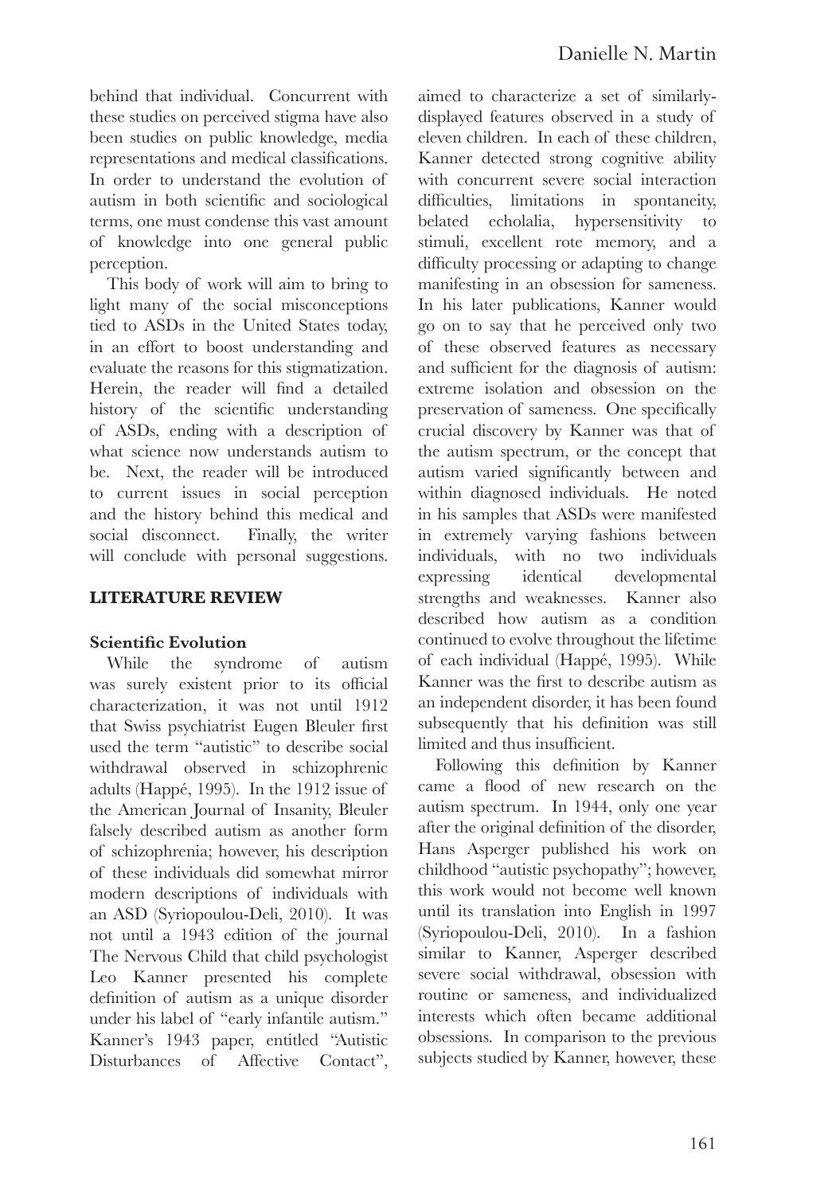behind that individual. Concurrent with these studies on perceived stigma have also been studies on public knowledge, media representations and medical classifications. In order to understand the evolution of autism in both scientific and sociological terms, one must condense this vast amount of knowledge into one general public perception.

This body of work will aim to bring to light many of the social misconceptions tied to ASDs in the United States today, in an effort to boost understanding and evaluate the reasons for this stigmatization. Herein, the reader will find a detailed history of the scientific understanding of ASDs, ending with a description of what science now understands autism to be. Next, the reader will be introduced to current issues in social perception and the history behind this medical and social disconnect. Finally, the writer will conclude with personal suggestions.

## LITERATURE REVIEW

### Scientific Evolution

While the syndrome of autism was surely existent prior to its official characterization, it was not until 1912 that Swiss psychiatrist Eugen Bleuler first used the term "autistic" to describe social withdrawal observed in schizophrenic adults (Happé, 1995). In the 1912 issue of the American Journal of Insanity, Bleuler falsely described autism as another form of schizophrenia; however, his description of these individuals did somewhat mirror modern descriptions of individuals with an ASD (Syriopoulou-Deli, 2010). It was not until a 1943 edition of the journal The Nervous Child that child psychologist Leo Kanner presented his complete definition of autism as a unique disorder under his label of "early infantile autism." Kanner's 1943 paper, entitled "Autistic Disturbances of Affective Contact", aimed to characterize a set of similarly-displayed features observed in a study of eleven children. In each of these children, Kanner detected strong cognitive ability with concurrent severe social interaction difficulties, limitations in spontaneity, belated echolalia, hypersensitivity to stimuli, excellent rote memory, and a difficulty processing or adapting to change manifesting in an obsession for sameness. In his later publications, Kanner would go on to say that he perceived only two of these observed features as necessary and sufficient for the diagnosis of autism: extreme isolation and obsession on the preservation of sameness. One specifically crucial discovery by Kanner was that of the autism spectrum, or the concept that autism varied significantly between and within diagnosed individuals. He noted in his samples that ASDs were manifested in extremely varying fashions between individuals, with no two individuals expressing identical developmental strengths and weaknesses. Kanner also described how autism as a condition continued to evolve throughout the lifetime of each individual (Happé, 1995). While Kanner was the first to describe autism as an independent disorder, it has been found subsequently that his definition was still limited and thus insufficient.

Following this definition by Kanner came a flood of new research on the autism spectrum. In 1944, only one year after the original definition of the disorder, Hans Asperger published his work on childhood "autistic psychopathy"; however, this work would not become well known until its translation into English in 1997 (Syriopoulou-Deli, 2010). In a fashion similar to Kanner, Asperger described severe social withdrawal, obsession with routine or sameness, and individualized interests which often became additional obsessions. In comparison to the previous subjects studied by Kanner, however, these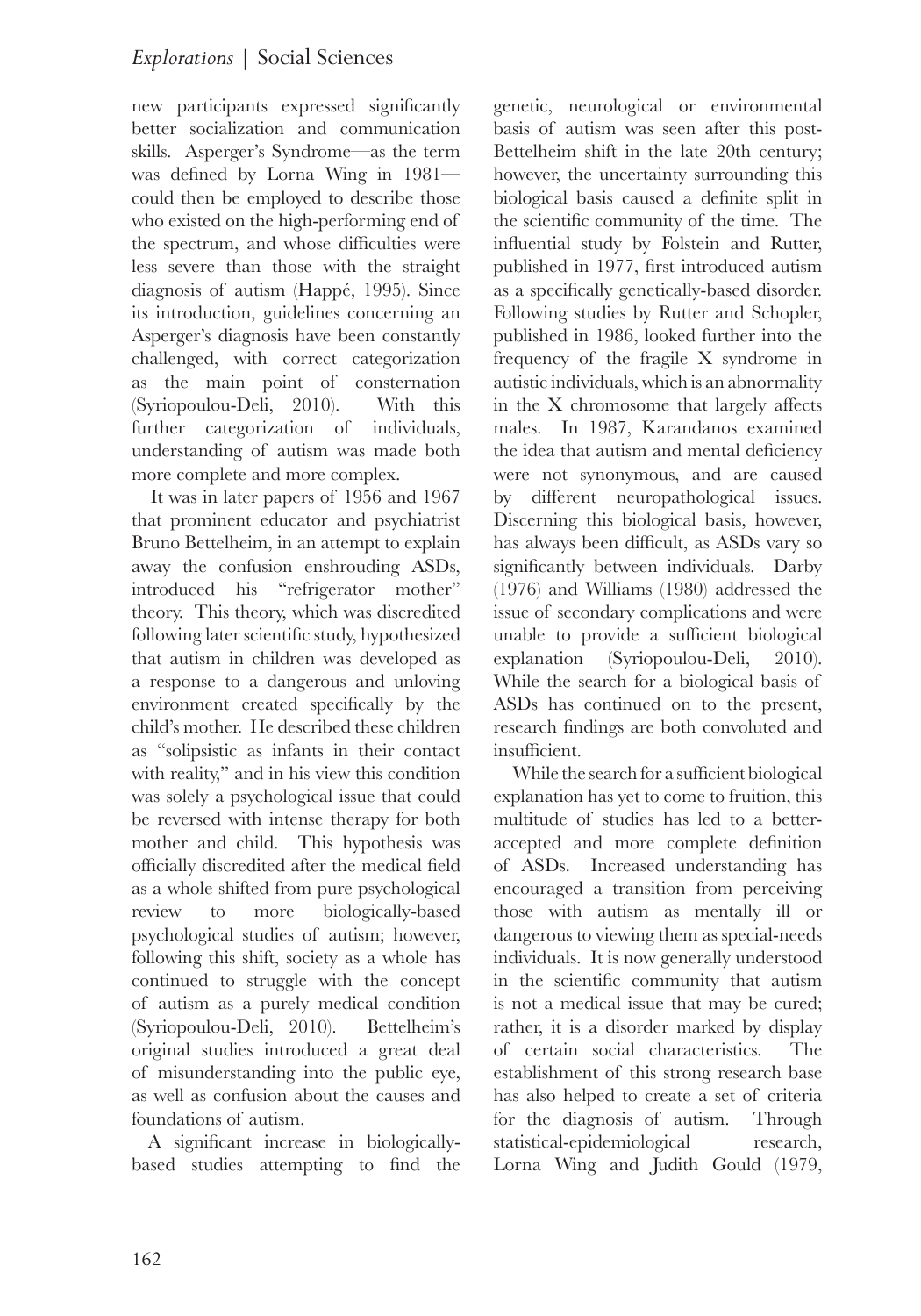new participants expressed significantly better socialization and communication skills. Asperger's Syndrome—as the term was defined by Lorna Wing in 1981—could then be employed to describe those who existed on the high-performing end of the spectrum, and whose difficulties were less severe than those with the straight diagnosis of autism (Happé, 1995). Since its introduction, guidelines concerning an Asperger's diagnosis have been constantly challenged, with correct categorization as the main point of consternation (Syriopoulou-Deli, 2010). With this further categorization of individuals, understanding of autism was made both more complete and more complex.

It was in later papers of 1956 and 1967 that prominent educator and psychiatrist Bruno Bettelheim, in an attempt to explain away the confusion enshrouding ASDs, introduced his "refrigerator mother" theory. This theory, which was discredited following later scientific study, hypothesized that autism in children was developed as a response to a dangerous and unloving environment created specifically by the child's mother. He described these children as "solipsistic as infants in their contact with reality," and in his view this condition was solely a psychological issue that could be reversed with intense therapy for both mother and child. This hypothesis was officially discredited after the medical field as a whole shifted from pure psychological review to more biologically-based psychological studies of autism; however, following this shift, society as a whole has continued to struggle with the concept of autism as a purely medical condition (Syriopoulou-Deli, 2010). Bettelheim's original studies introduced a great deal of misunderstanding into the public eye, as well as confusion about the causes and foundations of autism.

A significant increase in biologically-based studies attempting to find the genetic, neurological or environmental basis of autism was seen after this post-Bettelheim shift in the late 20th century; however, the uncertainty surrounding this biological basis caused a definite split in the scientific community of the time. The influential study by Folstein and Rutter, published in 1977, first introduced autism as a specifically genetically-based disorder. Following studies by Rutter and Schopler, published in 1986, looked further into the frequency of the fragile X syndrome in autistic individuals, which is an abnormality in the X chromosome that largely affects males. In 1987, Karandanos examined the idea that autism and mental deficiency were not synonymous, and are caused by different neuropathological issues. Discerning this biological basis, however, has always been difficult, as ASDs vary so significantly between individuals. Darby (1976) and Williams (1980) addressed the issue of secondary complications and were unable to provide a sufficient biological explanation (Syriopoulou-Deli, 2010). While the search for a biological basis of ASDs has continued on to the present, research findings are both convoluted and insufficient.

While the search for a sufficient biological explanation has yet to come to fruition, this multitude of studies has led to a better-accepted and more complete definition of ASDs. Increased understanding has encouraged a transition from perceiving those with autism as mentally ill or dangerous to viewing them as special-needs individuals. It is now generally understood in the scientific community that autism is not a medical issue that may be cured; rather, it is a disorder marked by display of certain social characteristics. The establishment of this strong research base has also helped to create a set of criteria for the diagnosis of autism. Through statistical-epidemiological research, Lorna Wing and Judith Gould (1979,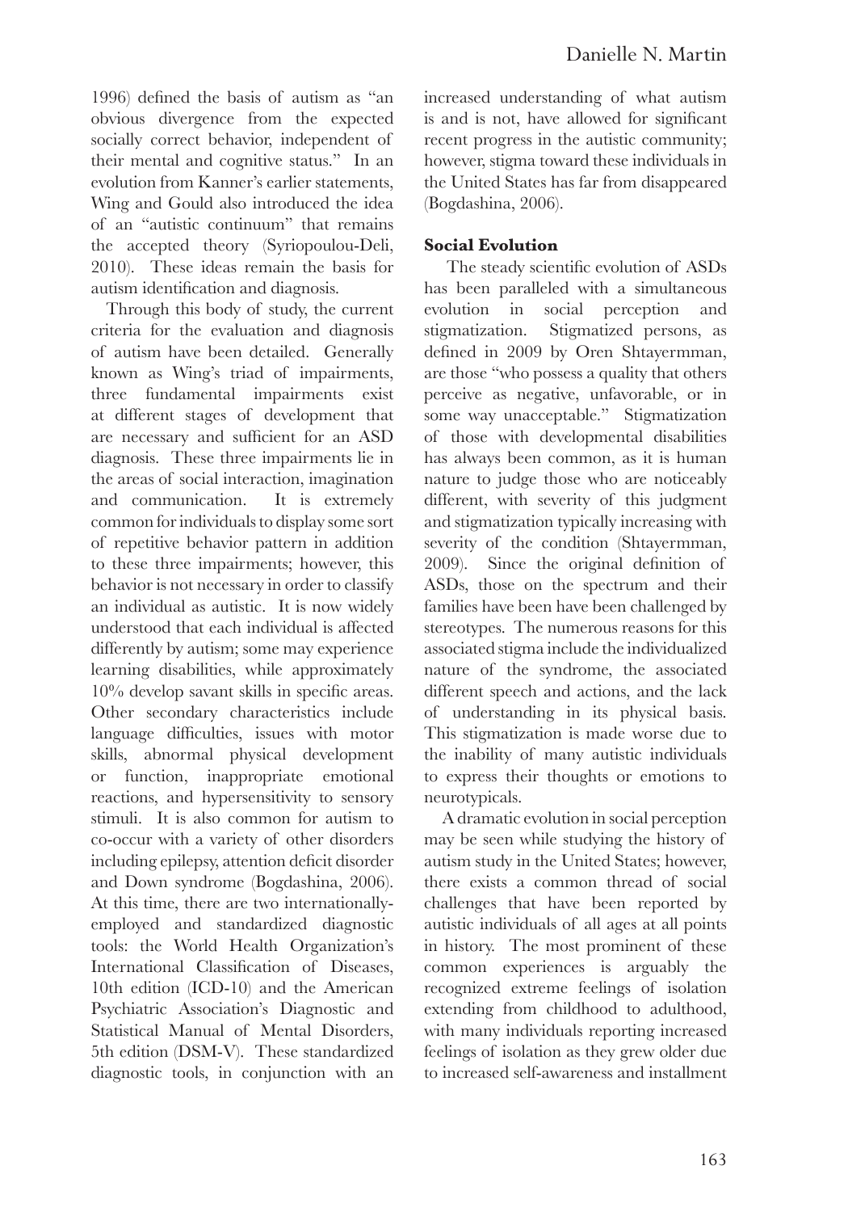1996) defined the basis of autism as "an obvious divergence from the expected socially correct behavior, independent of their mental and cognitive status." In an evolution from Kanner's earlier statements, Wing and Gould also introduced the idea of an "autistic continuum" that remains the accepted theory (Syriopoulou-Deli, 2010). These ideas remain the basis for autism identification and diagnosis.

Through this body of study, the current criteria for the evaluation and diagnosis of autism have been detailed. Generally known as Wing's triad of impairments, three fundamental impairments exist at different stages of development that are necessary and sufficient for an ASD diagnosis. These three impairments lie in the areas of social interaction, imagination and communication. It is extremely common for individuals to display some sort of repetitive behavior pattern in addition to these three impairments; however, this behavior is not necessary in order to classify an individual as autistic. It is now widely understood that each individual is affected differently by autism; some may experience learning disabilities, while approximately 10% develop savant skills in specific areas. Other secondary characteristics include language difficulties, issues with motor skills, abnormal physical development or function, inappropriate emotional reactions, and hypersensitivity to sensory stimuli. It is also common for autism to co-occur with a variety of other disorders including epilepsy, attention deficit disorder and Down syndrome (Bogdashina, 2006). At this time, there are two internationally-employed and standardized diagnostic tools: the World Health Organization's International Classification of Diseases, 10th edition (ICD-10) and the American Psychiatric Association's Diagnostic and Statistical Manual of Mental Disorders, 5th edition (DSM-V). These standardized diagnostic tools, in conjunction with an increased understanding of what autism is and is not, have allowed for significant recent progress in the autistic community; however, stigma toward these individuals in the United States has far from disappeared (Bogdashina, 2006).

**Social Evolution**

The steady scientific evolution of ASDs has been paralleled with a simultaneous evolution in social perception and stigmatization. Stigmatized persons, as defined in 2009 by Oren Shtayermman, are those "who possess a quality that others perceive as negative, unfavorable, or in some way unacceptable." Stigmatization of those with developmental disabilities has always been common, as it is human nature to judge those who are noticeably different, with severity of this judgment and stigmatization typically increasing with severity of the condition (Shtayermman, 2009). Since the original definition of ASDs, those on the spectrum and their families have been have been challenged by stereotypes. The numerous reasons for this associated stigma include the individualized nature of the syndrome, the associated different speech and actions, and the lack of understanding in its physical basis. This stigmatization is made worse due to the inability of many autistic individuals to express their thoughts or emotions to neurotypicals.

A dramatic evolution in social perception may be seen while studying the history of autism study in the United States; however, there exists a common thread of social challenges that have been reported by autistic individuals of all ages at all points in history. The most prominent of these common experiences is arguably the recognized extreme feelings of isolation extending from childhood to adulthood, with many individuals reporting increased feelings of isolation as they grew older due to increased self-awareness and installment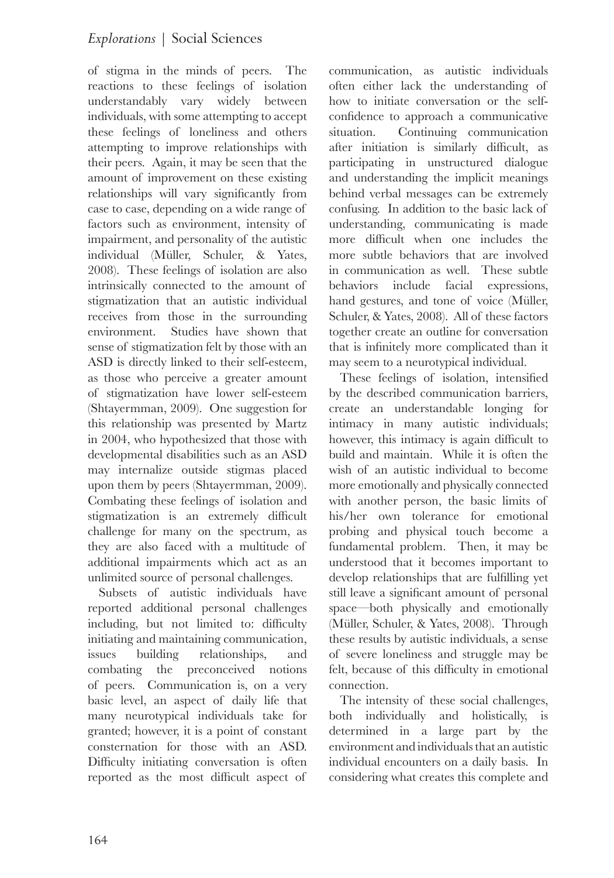of stigma in the minds of peers. The reactions to these feelings of isolation understandably vary widely between individuals, with some attempting to accept these feelings of loneliness and others attempting to improve relationships with their peers. Again, it may be seen that the amount of improvement on these existing relationships will vary significantly from case to case, depending on a wide range of factors such as environment, intensity of impairment, and personality of the autistic individual (Müller, Schuler, & Yates, 2008). These feelings of isolation are also intrinsically connected to the amount of stigmatization that an autistic individual receives from those in the surrounding environment. Studies have shown that sense of stigmatization felt by those with an ASD is directly linked to their self-esteem, as those who perceive a greater amount of stigmatization have lower self-esteem (Shtayermman, 2009). One suggestion for this relationship was presented by Martz in 2004, who hypothesized that those with developmental disabilities such as an ASD may internalize outside stigmas placed upon them by peers (Shtayermman, 2009). Combating these feelings of isolation and stigmatization is an extremely difficult challenge for many on the spectrum, as they are also faced with a multitude of additional impairments which act as an unlimited source of personal challenges.

Subsets of autistic individuals have reported additional personal challenges including, but not limited to: difficulty initiating and maintaining communication, issues building relationships, and combating the preconceived notions of peers. Communication is, on a very basic level, an aspect of daily life that many neurotypical individuals take for granted; however, it is a point of constant consternation for those with an ASD. Difficulty initiating conversation is often reported as the most difficult aspect of communication, as autistic individuals often either lack the understanding of how to initiate conversation or the self-confidence to approach a communicative situation. Continuing communication after initiation is similarly difficult, as participating in unstructured dialogue and understanding the implicit meanings behind verbal messages can be extremely confusing. In addition to the basic lack of understanding, communicating is made more difficult when one includes the more subtle behaviors that are involved in communication as well. These subtle behaviors include facial expressions, hand gestures, and tone of voice (Müller, Schuler, & Yates, 2008). All of these factors together create an outline for conversation that is infinitely more complicated than it may seem to a neurotypical individual.

These feelings of isolation, intensified by the described communication barriers, create an understandable longing for intimacy in many autistic individuals; however, this intimacy is again difficult to build and maintain. While it is often the wish of an autistic individual to become more emotionally and physically connected with another person, the basic limits of his/her own tolerance for emotional probing and physical touch become a fundamental problem. Then, it may be understood that it becomes important to develop relationships that are fulfilling yet still leave a significant amount of personal space—both physically and emotionally (Müller, Schuler, & Yates, 2008). Through these results by autistic individuals, a sense of severe loneliness and struggle may be felt, because of this difficulty in emotional connection.

The intensity of these social challenges, both individually and holistically, is determined in a large part by the environment and individuals that an autistic individual encounters on a daily basis. In considering what creates this complete and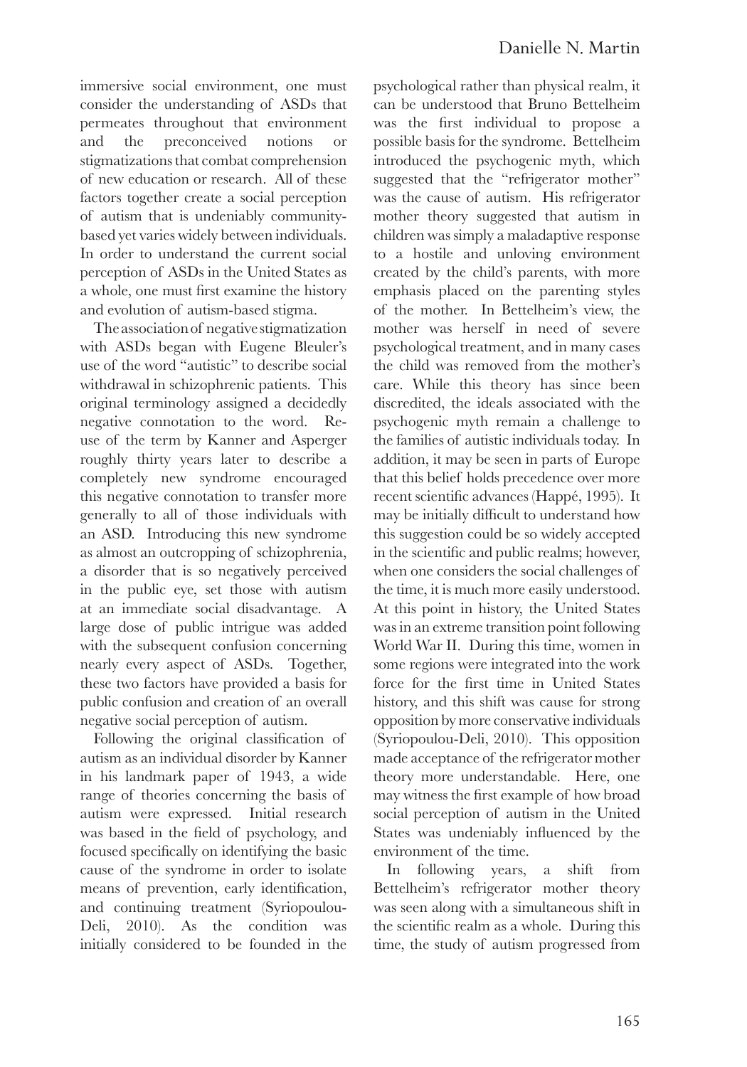immersive social environment, one must consider the understanding of ASDs that permeates throughout that environment and the preconceived notions or stigmatizations that combat comprehension of new education or research. All of these factors together create a social perception of autism that is undeniably community-based yet varies widely between individuals. In order to understand the current social perception of ASDs in the United States as a whole, one must first examine the history and evolution of autism-based stigma.

The association of negative stigmatization with ASDs began with Eugene Bleuler's use of the word "autistic" to describe social withdrawal in schizophrenic patients. This original terminology assigned a decidedly negative connotation to the word. Re-use of the term by Kanner and Asperger roughly thirty years later to describe a completely new syndrome encouraged this negative connotation to transfer more generally to all of those individuals with an ASD. Introducing this new syndrome as almost an outcropping of schizophrenia, a disorder that is so negatively perceived in the public eye, set those with autism at an immediate social disadvantage. A large dose of public intrigue was added with the subsequent confusion concerning nearly every aspect of ASDs. Together, these two factors have provided a basis for public confusion and creation of an overall negative social perception of autism.

Following the original classification of autism as an individual disorder by Kanner in his landmark paper of 1943, a wide range of theories concerning the basis of autism were expressed. Initial research was based in the field of psychology, and focused specifically on identifying the basic cause of the syndrome in order to isolate means of prevention, early identification, and continuing treatment (Syriopoulou-Deli, 2010). As the condition was initially considered to be founded in the psychological rather than physical realm, it can be understood that Bruno Bettelheim was the first individual to propose a possible basis for the syndrome. Bettelheim introduced the psychogenic myth, which suggested that the "refrigerator mother" was the cause of autism. His refrigerator mother theory suggested that autism in children was simply a maladaptive response to a hostile and unloving environment created by the child's parents, with more emphasis placed on the parenting styles of the mother. In Bettelheim's view, the mother was herself in need of severe psychological treatment, and in many cases the child was removed from the mother's care. While this theory has since been discredited, the ideals associated with the psychogenic myth remain a challenge to the families of autistic individuals today. In addition, it may be seen in parts of Europe that this belief holds precedence over more recent scientific advances (Happé, 1995). It may be initially difficult to understand how this suggestion could be so widely accepted in the scientific and public realms; however, when one considers the social challenges of the time, it is much more easily understood. At this point in history, the United States was in an extreme transition point following World War II. During this time, women in some regions were integrated into the work force for the first time in United States history, and this shift was cause for strong opposition by more conservative individuals (Syriopoulou-Deli, 2010). This opposition made acceptance of the refrigerator mother theory more understandable. Here, one may witness the first example of how broad social perception of autism in the United States was undeniably influenced by the environment of the time.

In following years, a shift from Bettelheim's refrigerator mother theory was seen along with a simultaneous shift in the scientific realm as a whole. During this time, the study of autism progressed from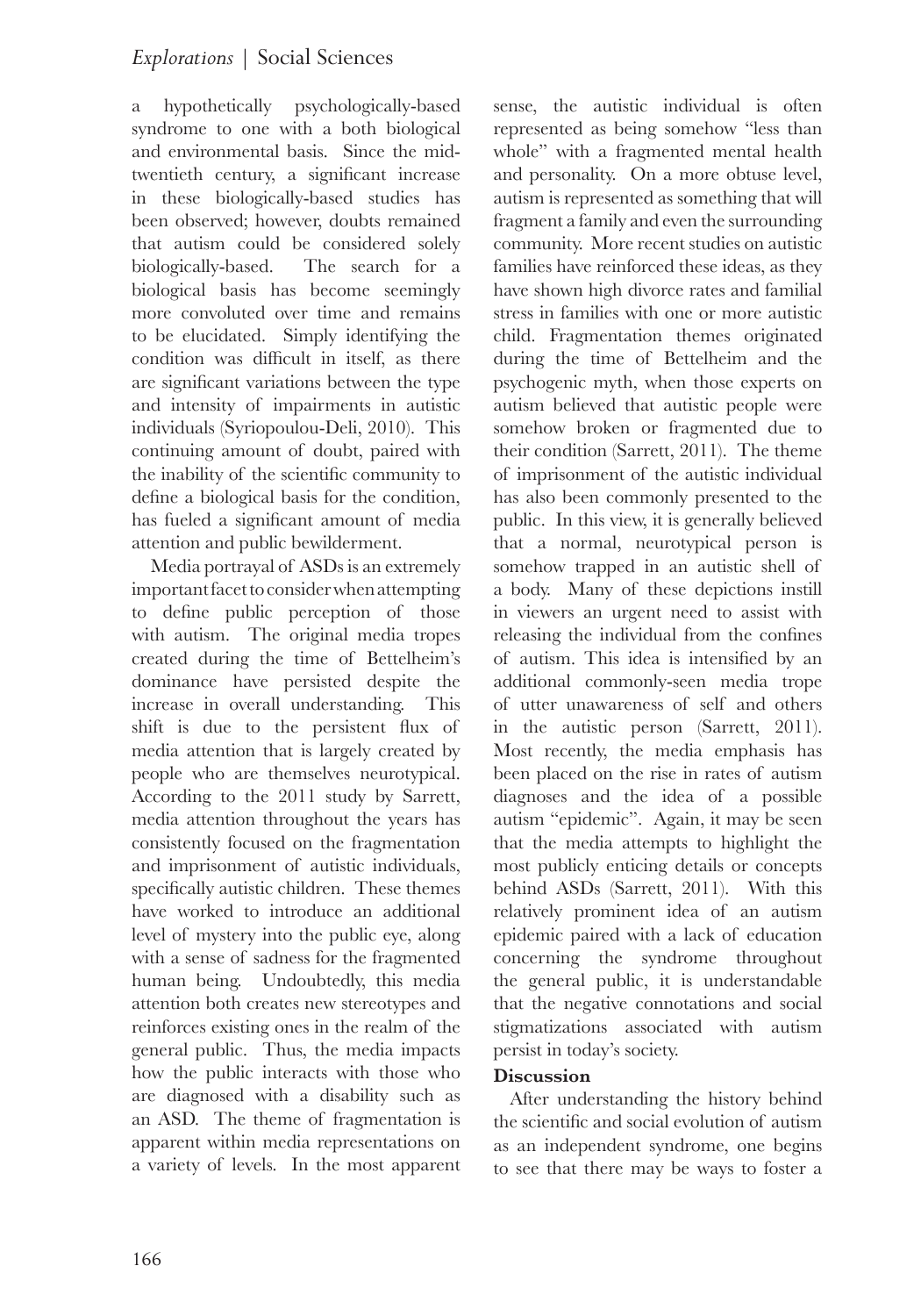a hypothetically psychologically-based syndrome to one with a both biological and environmental basis. Since the mid-twentieth century, a significant increase in these biologically-based studies has been observed; however, doubts remained that autism could be considered solely biologically-based. The search for a biological basis has become seemingly more convoluted over time and remains to be elucidated. Simply identifying the condition was difficult in itself, as there are significant variations between the type and intensity of impairments in autistic individuals (Syriopoulou-Deli, 2010). This continuing amount of doubt, paired with the inability of the scientific community to define a biological basis for the condition, has fueled a significant amount of media attention and public bewilderment.

Media portrayal of ASDs is an extremely important facet to consider when attempting to define public perception of those with autism. The original media tropes created during the time of Bettelheim's dominance have persisted despite the increase in overall understanding. This shift is due to the persistent flux of media attention that is largely created by people who are themselves neurotypical. According to the 2011 study by Sarrett, media attention throughout the years has consistently focused on the fragmentation and imprisonment of autistic individuals, specifically autistic children. These themes have worked to introduce an additional level of mystery into the public eye, along with a sense of sadness for the fragmented human being. Undoubtedly, this media attention both creates new stereotypes and reinforces existing ones in the realm of the general public. Thus, the media impacts how the public interacts with those who are diagnosed with a disability such as an ASD. The theme of fragmentation is apparent within media representations on a variety of levels. In the most apparent sense, the autistic individual is often represented as being somehow "less than whole" with a fragmented mental health and personality. On a more obtuse level, autism is represented as something that will fragment a family and even the surrounding community. More recent studies on autistic families have reinforced these ideas, as they have shown high divorce rates and familial stress in families with one or more autistic child. Fragmentation themes originated during the time of Bettelheim and the psychogenic myth, when those experts on autism believed that autistic people were somehow broken or fragmented due to their condition (Sarrett, 2011). The theme of imprisonment of the autistic individual has also been commonly presented to the public. In this view, it is generally believed that a normal, neurotypical person is somehow trapped in an autistic shell of a body. Many of these depictions instill in viewers an urgent need to assist with releasing the individual from the confines of autism. This idea is intensified by an additional commonly-seen media trope of utter unawareness of self and others in the autistic person (Sarrett, 2011). Most recently, the media emphasis has been placed on the rise in rates of autism diagnoses and the idea of a possible autism "epidemic". Again, it may be seen that the media attempts to highlight the most publicly enticing details or concepts behind ASDs (Sarrett, 2011). With this relatively prominent idea of an autism epidemic paired with a lack of education concerning the syndrome throughout the general public, it is understandable that the negative connotations and social stigmatizations associated with autism persist in today's society.

**Discussion**

After understanding the history behind the scientific and social evolution of autism as an independent syndrome, one begins to see that there may be ways to foster a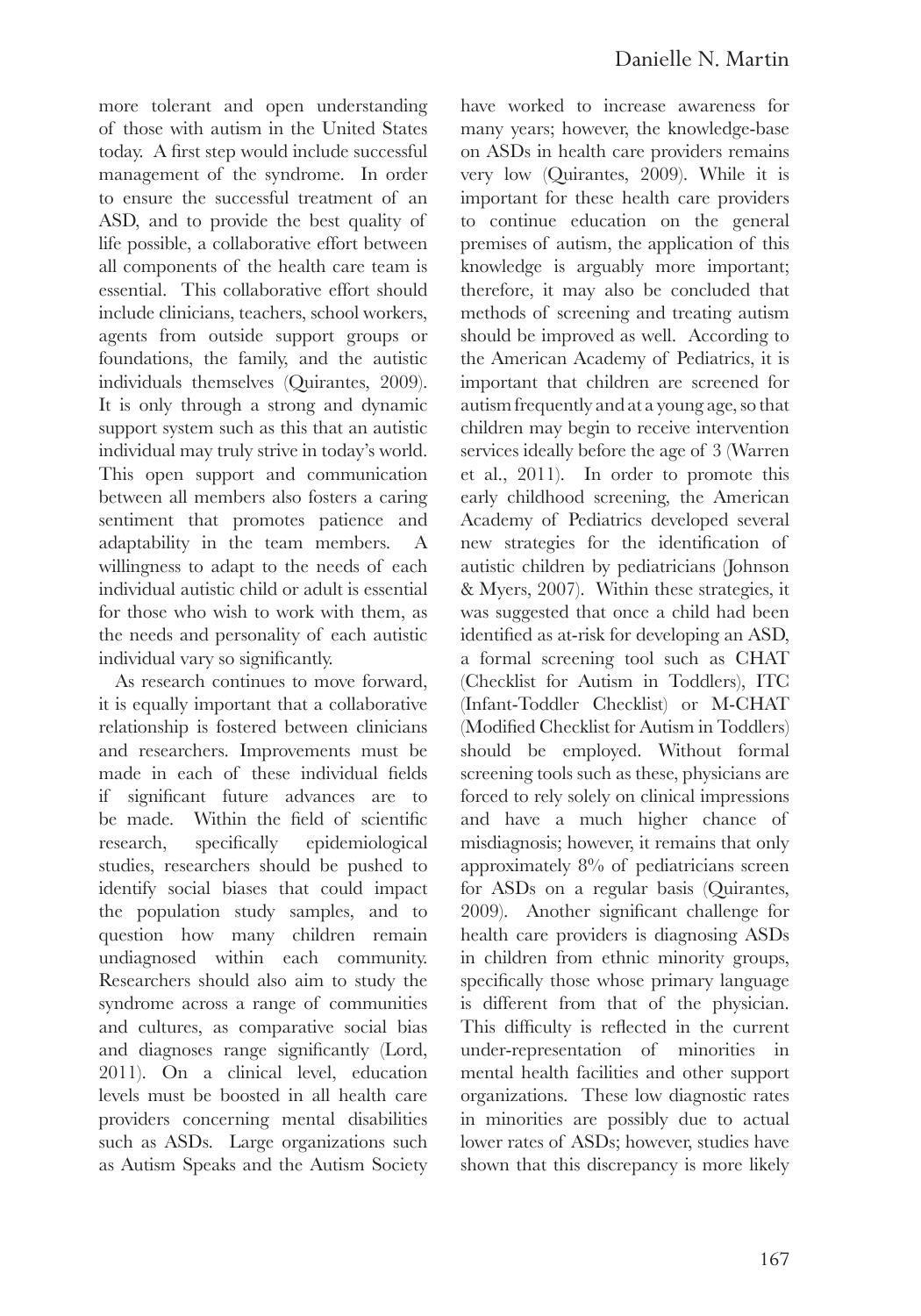more tolerant and open understanding of those with autism in the United States today. A first step would include successful management of the syndrome. In order to ensure the successful treatment of an ASD, and to provide the best quality of life possible, a collaborative effort between all components of the health care team is essential. This collaborative effort should include clinicians, teachers, school workers, agents from outside support groups or foundations, the family, and the autistic individuals themselves (Quirantes, 2009). It is only through a strong and dynamic support system such as this that an autistic individual may truly strive in today's world. This open support and communication between all members also fosters a caring sentiment that promotes patience and adaptability in the team members. A willingness to adapt to the needs of each individual autistic child or adult is essential for those who wish to work with them, as the needs and personality of each autistic individual vary so significantly.

As research continues to move forward, it is equally important that a collaborative relationship is fostered between clinicians and researchers. Improvements must be made in each of these individual fields if significant future advances are to be made. Within the field of scientific research, specifically epidemiological studies, researchers should be pushed to identify social biases that could impact the population study samples, and to question how many children remain undiagnosed within each community. Researchers should also aim to study the syndrome across a range of communities and cultures, as comparative social bias and diagnoses range significantly (Lord, 2011). On a clinical level, education levels must be boosted in all health care providers concerning mental disabilities such as ASDs. Large organizations such as Autism Speaks and the Autism Society have worked to increase awareness for many years; however, the knowledge-base on ASDs in health care providers remains very low (Quirantes, 2009). While it is important for these health care providers to continue education on the general premises of autism, the application of this knowledge is arguably more important; therefore, it may also be concluded that methods of screening and treating autism should be improved as well. According to the American Academy of Pediatrics, it is important that children are screened for autism frequently and at a young age, so that children may begin to receive intervention services ideally before the age of 3 (Warren et al., 2011). In order to promote this early childhood screening, the American Academy of Pediatrics developed several new strategies for the identification of autistic children by pediatricians (Johnson & Myers, 2007). Within these strategies, it was suggested that once a child had been identified as at-risk for developing an ASD, a formal screening tool such as CHAT (Checklist for Autism in Toddlers), ITC (Infant-Toddler Checklist) or M-CHAT (Modified Checklist for Autism in Toddlers) should be employed. Without formal screening tools such as these, physicians are forced to rely solely on clinical impressions and have a much higher chance of misdiagnosis; however, it remains that only approximately 8% of pediatricians screen for ASDs on a regular basis (Quirantes, 2009). Another significant challenge for health care providers is diagnosing ASDs in children from ethnic minority groups, specifically those whose primary language is different from that of the physician. This difficulty is reflected in the current under-representation of minorities in mental health facilities and other support organizations. These low diagnostic rates in minorities are possibly due to actual lower rates of ASDs; however, studies have shown that this discrepancy is more likely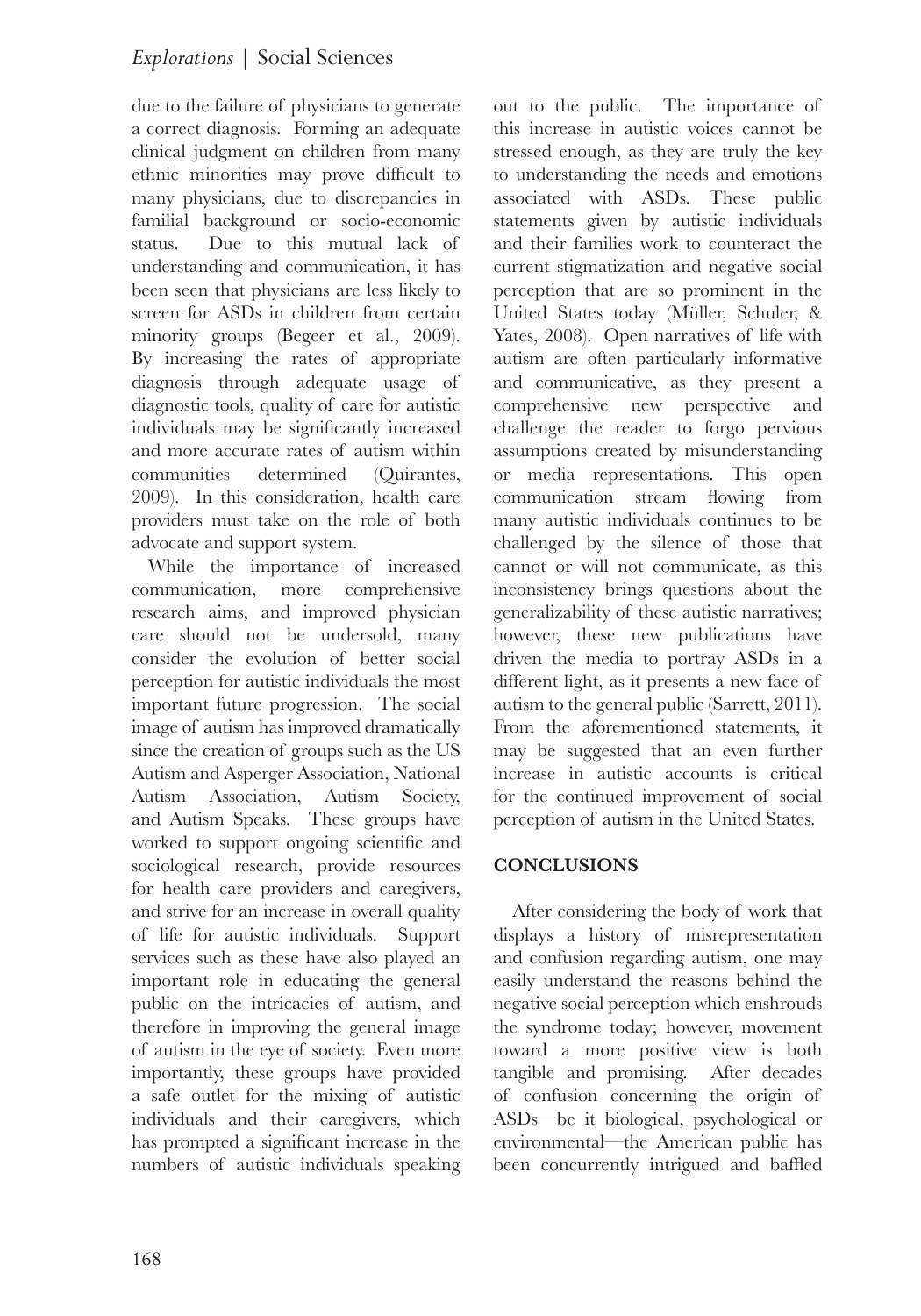due to the failure of physicians to generate a correct diagnosis. Forming an adequate clinical judgment on children from many ethnic minorities may prove difficult to many physicians, due to discrepancies in familial background or socio-economic status. Due to this mutual lack of understanding and communication, it has been seen that physicians are less likely to screen for ASDs in children from certain minority groups (Begeer et al., 2009). By increasing the rates of appropriate diagnosis through adequate usage of diagnostic tools, quality of care for autistic individuals may be significantly increased and more accurate rates of autism within communities determined (Quirantes, 2009). In this consideration, health care providers must take on the role of both advocate and support system.

While the importance of increased communication, more comprehensive research aims, and improved physician care should not be undersold, many consider the evolution of better social perception for autistic individuals the most important future progression. The social image of autism has improved dramatically since the creation of groups such as the US Autism and Asperger Association, National Autism Association, Autism Society, and Autism Speaks. These groups have worked to support ongoing scientific and sociological research, provide resources for health care providers and caregivers, and strive for an increase in overall quality of life for autistic individuals. Support services such as these have also played an important role in educating the general public on the intricacies of autism, and therefore in improving the general image of autism in the eye of society. Even more importantly, these groups have provided a safe outlet for the mixing of autistic individuals and their caregivers, which has prompted a significant increase in the numbers of autistic individuals speaking out to the public. The importance of this increase in autistic voices cannot be stressed enough, as they are truly the key to understanding the needs and emotions associated with ASDs. These public statements given by autistic individuals and their families work to counteract the current stigmatization and negative social perception that are so prominent in the United States today (Müller, Schuler, & Yates, 2008). Open narratives of life with autism are often particularly informative and communicative, as they present a comprehensive new perspective and challenge the reader to forgo pervious assumptions created by misunderstanding or media representations. This open communication stream flowing from many autistic individuals continues to be challenged by the silence of those that cannot or will not communicate, as this inconsistency brings questions about the generalizability of these autistic narratives; however, these new publications have driven the media to portray ASDs in a different light, as it presents a new face of autism to the general public (Sarrett, 2011). From the aforementioned statements, it may be suggested that an even further increase in autistic accounts is critical for the continued improvement of social perception of autism in the United States.

## CONCLUSIONS

After considering the body of work that displays a history of misrepresentation and confusion regarding autism, one may easily understand the reasons behind the negative social perception which enshrouds the syndrome today; however, movement toward a more positive view is both tangible and promising. After decades of confusion concerning the origin of ASDs—be it biological, psychological or environmental—the American public has been concurrently intrigued and baffled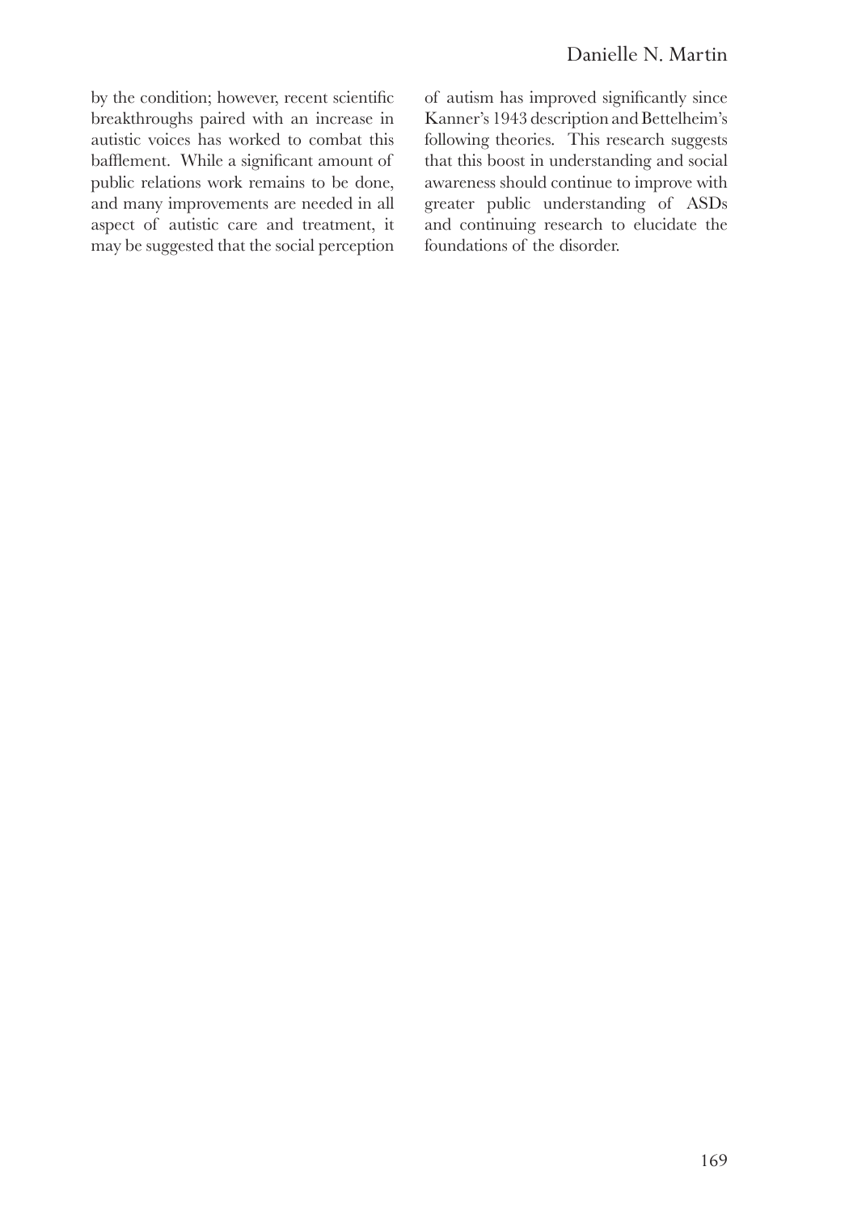by the condition; however, recent scientific breakthroughs paired with an increase in autistic voices has worked to combat this bafflement. While a significant amount of public relations work remains to be done, and many improvements are needed in all aspect of autistic care and treatment, it may be suggested that the social perception of autism has improved significantly since Kanner's 1943 description and Bettelheim's following theories. This research suggests that this boost in understanding and social awareness should continue to improve with greater public understanding of ASDs and continuing research to elucidate the foundations of the disorder.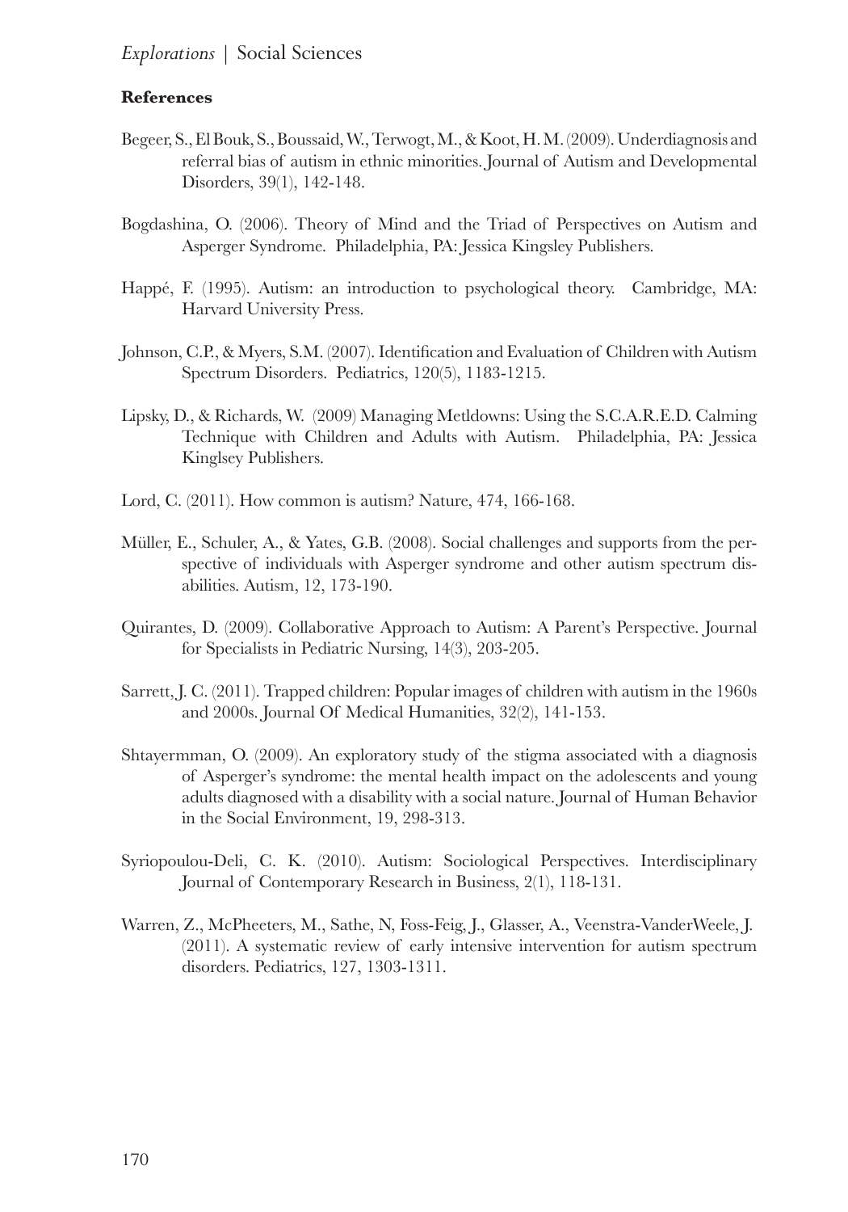**References**

Begeer, S., El Bouk, S., Boussaid, W., Terwogt, M., & Koot, H. M. (2009). Underdiagnosis and referral bias of autism in ethnic minorities. Journal of Autism and Developmental Disorders, 39(1), 142-148.

Bogdashina, O. (2006). Theory of Mind and the Triad of Perspectives on Autism and Asperger Syndrome. Philadelphia, PA: Jessica Kingsley Publishers.

Happé, F. (1995). Autism: an introduction to psychological theory. Cambridge, MA: Harvard University Press.

Johnson, C.P., & Myers, S.M. (2007). Identification and Evaluation of Children with Autism Spectrum Disorders. Pediatrics, 120(5), 1183-1215.

Lipsky, D., & Richards, W. (2009) Managing Metldowns: Using the S.C.A.R.E.D. Calming Technique with Children and Adults with Autism. Philadelphia, PA: Jessica Kinglsey Publishers.

Lord, C. (2011). How common is autism? Nature, 474, 166-168.

Müller, E., Schuler, A., & Yates, G.B. (2008). Social challenges and supports from the perspective of individuals with Asperger syndrome and other autism spectrum disabilities. Autism, 12, 173-190.

Quirantes, D. (2009). Collaborative Approach to Autism: A Parent's Perspective. Journal for Specialists in Pediatric Nursing, 14(3), 203-205.

Sarrett, J. C. (2011). Trapped children: Popular images of children with autism in the 1960s and 2000s. Journal Of Medical Humanities, 32(2), 141-153.

Shtayermman, O. (2009). An exploratory study of the stigma associated with a diagnosis of Asperger's syndrome: the mental health impact on the adolescents and young adults diagnosed with a disability with a social nature. Journal of Human Behavior in the Social Environment, 19, 298-313.

Syriopoulou-Deli, C. K. (2010). Autism: Sociological Perspectives. Interdisciplinary Journal of Contemporary Research in Business, 2(1), 118-131.

Warren, Z., McPheeters, M., Sathe, N, Foss-Feig, J., Glasser, A., Veenstra-VanderWeele, J. (2011). A systematic review of early intensive intervention for autism spectrum disorders. Pediatrics, 127, 1303-1311.